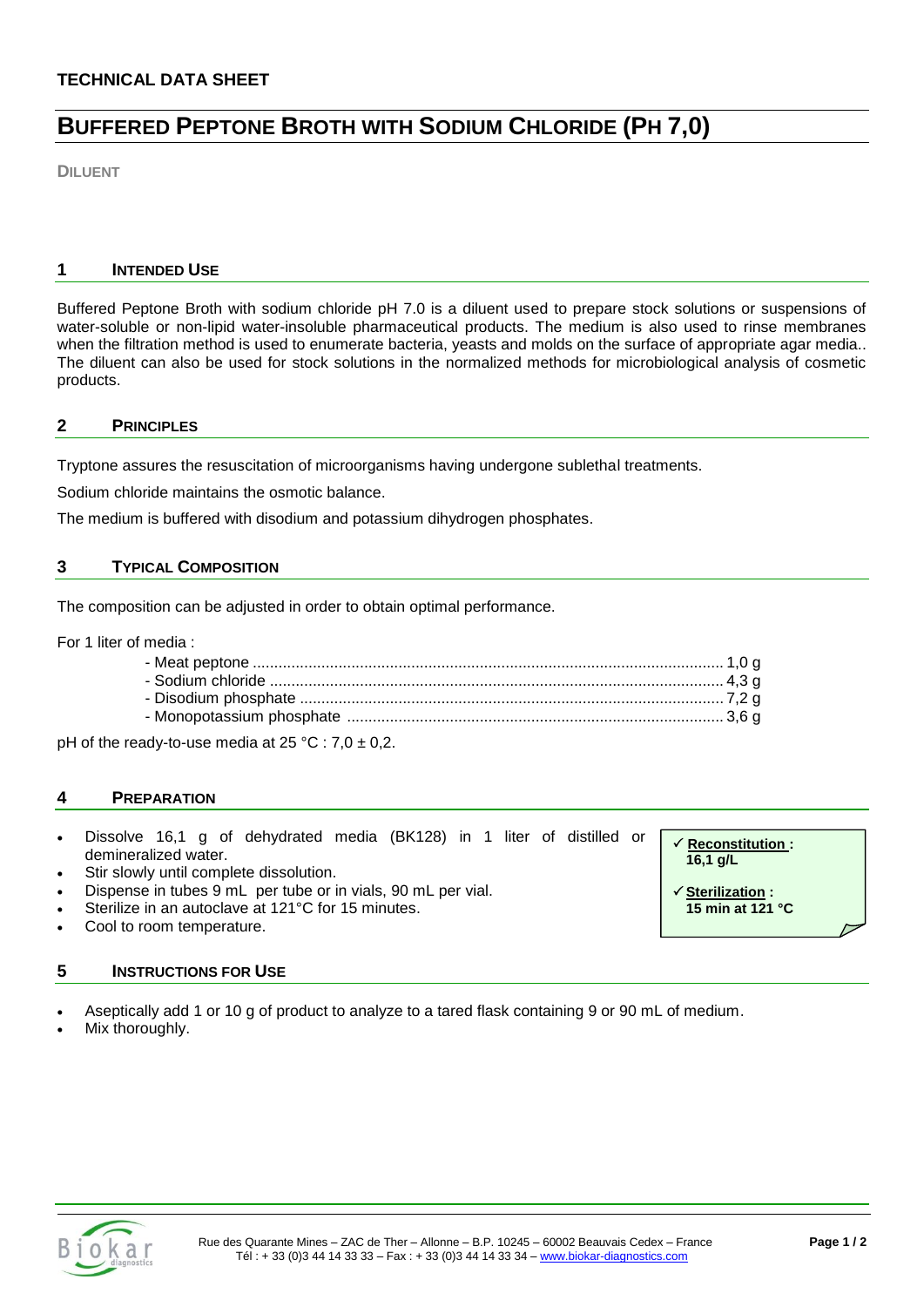**TECHNICAL DATA SHEET**

# BUFFERED PEPTONE BROTH WITH SODIUM CHLORIDE (PH 7,0)

**DILUENT**

## 1 INTENDED USE

Buffered Peptone Broth with sodium chloride pH 7.0 is a diluent used to prepare stock solutions or suspensions of water-soluble or non-lipid water-insoluble pharmaceutical products. The medium is also used to rinse membranes when the filtration method is used to enumerate bacteria, yeasts and molds on the surface of appropriate agar media.. The diluent can also be used for stock solutions in the normalized methods for microbiological analysis of cosmetic products.

## 2 PRINCIPLES

Tryptone assures the resuscitation of microorganisms having undergone sublethal treatments.

Sodium chloride maintains the osmotic balance.

The medium is buffered with disodium and potassium dihydrogen phosphates.

## 3 TYPICAL COMPOSITION

The composition can be adjusted in order to obtain optimal performance.

For 1 liter of media :

- Meat peptone ............................................. 1,0 g
- Sodium chloride ......................................... 4,3 g
- Disodium phosphate .................................. 7,2 g
- Monopotassium phosphate ........................ 3,6 g

pH of the ready-to-use media at 25 °C : 7,0 ± 0,2.

## 4 PREPARATION

- Dissolve 16,1 g of dehydrated media (BK128) in 1 liter of distilled or demineralized water.
- Stir slowly until complete dissolution.
- Dispense in tubes 9 mL per tube or in vials, 90 mL per vial.
- Sterilize in an autoclave at 121°C for 15 minutes.
- Cool to room temperature.

✓ **Reconstitution : 16,1 g/L**

✓ **Sterilization : 15 min at 121 °C**

## 5 INSTRUCTIONS FOR USE

- Aseptically add 1 or 10 g of product to analyze to a tared flask containing 9 or 90 mL of medium.
- Mix thoroughly.

Rue des Quarante Mines – ZAC de Ther – Allonne – B.P. 10245 – 60002 Beauvais Cedex – France
Tél : + 33 (0)3 44 14 33 33 – Fax : + 33 (0)3 44 14 33 34 – www.biokar-diagnostics.com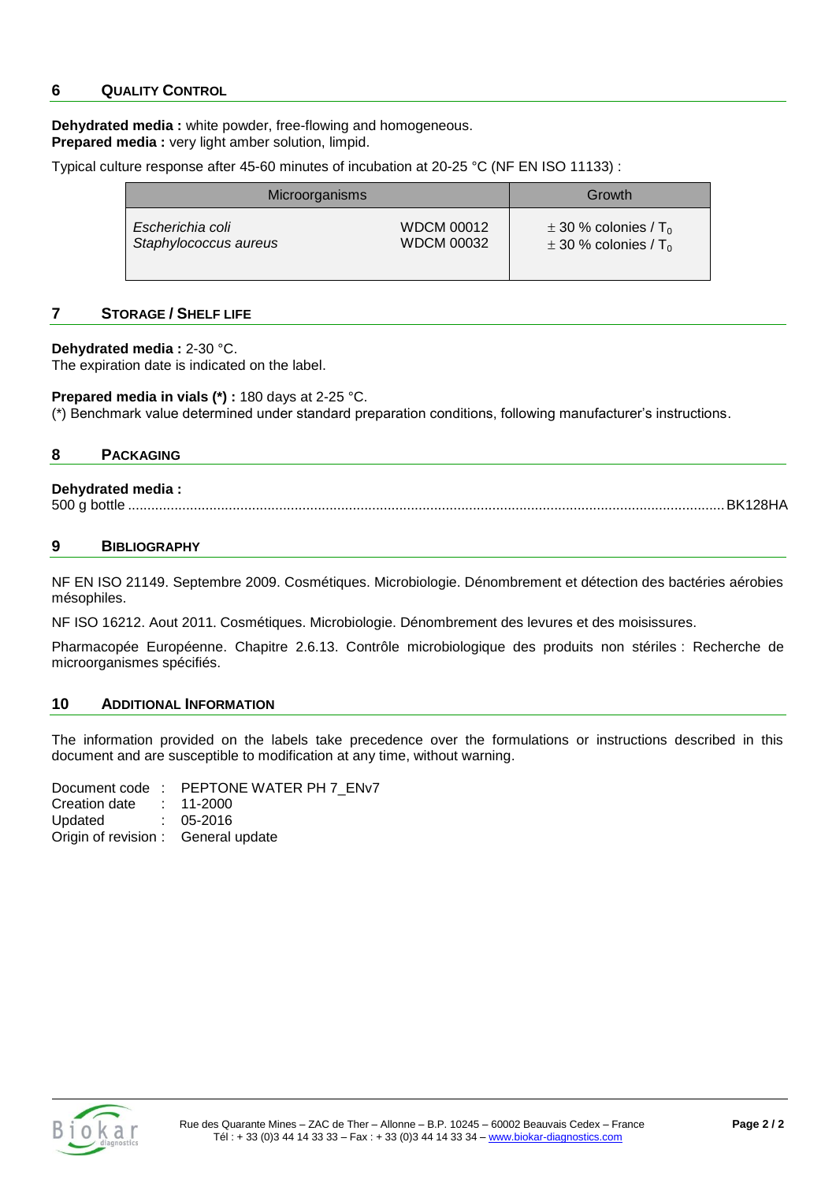## 6 Quality Control

**Dehydrated media :** white powder, free-flowing and homogeneous.
**Prepared media :** very light amber solution, limpid.

Typical culture response after 45-60 minutes of incubation at 20-25 °C (NF EN ISO 11133) :

| Microorganisms | | Growth |
|---|---|---|
| *Escherichia coli* | WDCM 00012 | $\pm$ 30 % colonies / $T_0$ |
| *Staphylococcus aureus* | WDCM 00032 | $\pm$ 30 % colonies / $T_0$ |

## 7 Storage / Shelf Life

**Dehydrated media :** 2-30 °C.
The expiration date is indicated on the label.

**Prepared media in vials (*) :** 180 days at 2-25 °C.
(*) Benchmark value determined under standard preparation conditions, following manufacturer's instructions.

## 8 Packaging

**Dehydrated media :**
500 g bottle ........................................................................ BK128HA

## 9 Bibliography

NF EN ISO 21149. Septembre 2009. Cosmétiques. Microbiologie. Dénombrement et détection des bactéries aérobies mésophiles.

NF ISO 16212. Aout 2011. Cosmétiques. Microbiologie. Dénombrement des levures et des moisissures.

Pharmacopée Européenne. Chapitre 2.6.13. Contrôle microbiologique des produits non stériles : Recherche de microorganismes spécifiés.

## 10 Additional Information

The information provided on the labels take precedence over the formulations or instructions described in this document and are susceptible to modification at any time, without warning.

Document code : PEPTONE WATER PH 7_ENv7
Creation date : 11-2000
Updated : 05-2016
Origin of revision : General update